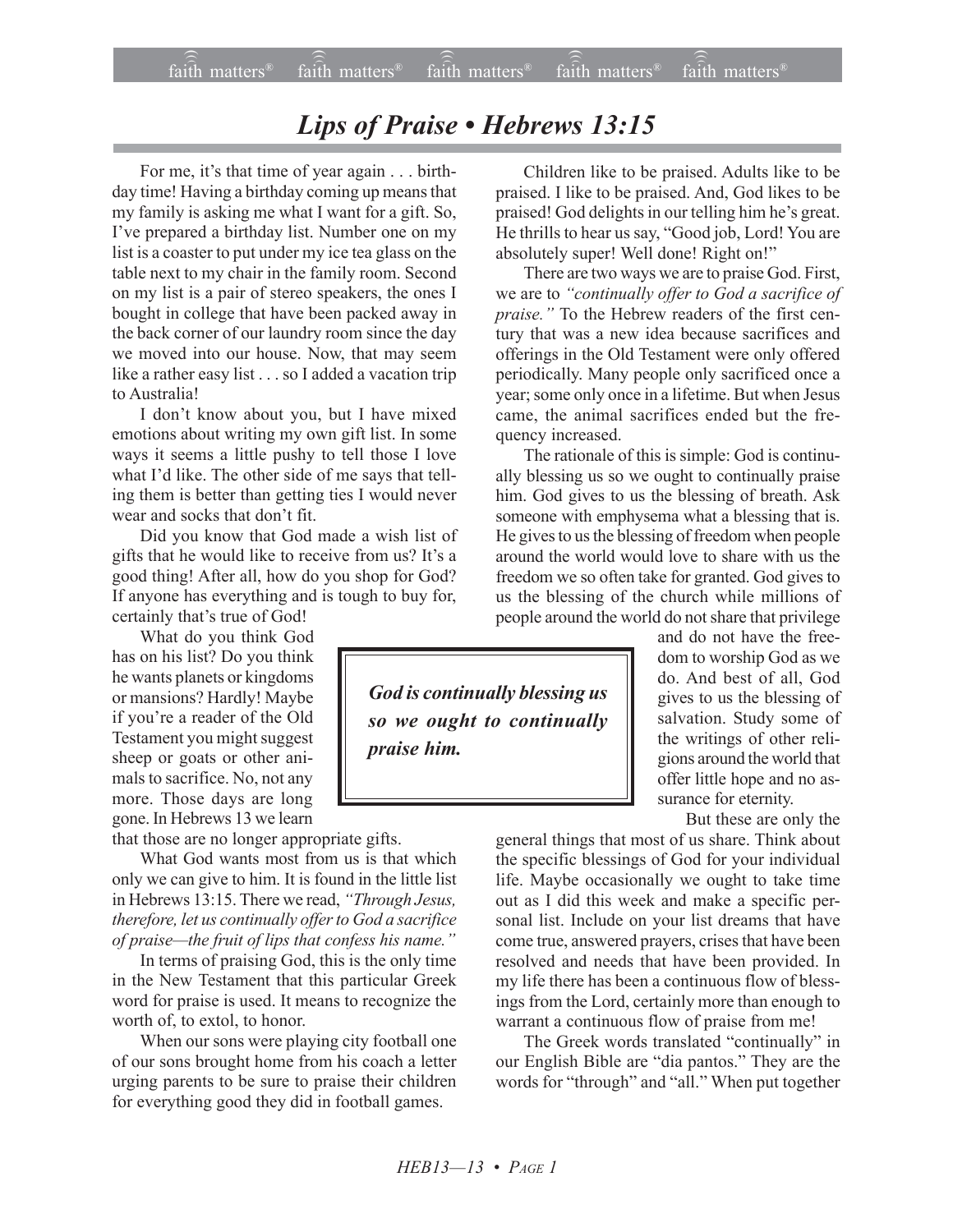# *Lips of Praise • Hebrews 13:15*

For me, it's that time of year again . . . birthday time! Having a birthday coming up means that my family is asking me what I want for a gift. So, I've prepared a birthday list. Number one on my list is a coaster to put under my ice tea glass on the table next to my chair in the family room. Second on my list is a pair of stereo speakers, the ones I bought in college that have been packed away in the back corner of our laundry room since the day we moved into our house. Now, that may seem like a rather easy list . . . so I added a vacation trip to Australia!

I don't know about you, but I have mixed emotions about writing my own gift list. In some ways it seems a little pushy to tell those I love what I'd like. The other side of me says that telling them is better than getting ties I would never wear and socks that don't fit.

Did you know that God made a wish list of gifts that he would like to receive from us? It's a good thing! After all, how do you shop for God? If anyone has everything and is tough to buy for, certainly that's true of God!

What do you think God has on his list? Do you think he wants planets or kingdoms or mansions? Hardly! Maybe if you're a reader of the Old Testament you might suggest sheep or goats or other animals to sacrifice. No, not any more. Those days are long gone. In Hebrews 13 we learn that those are no longer appropriate gifts.

What God wants most from us is that which only we can give to him. It is found in the little list in Hebrews 13:15. There we read, *"Through Jesus, therefore, let us continually offer to God a sacrifice of praise—the fruit of lips that confess his name."*

In terms of praising God, this is the only time in the New Testament that this particular Greek word for praise is used. It means to recognize the worth of, to extol, to honor.

When our sons were playing city football one of our sons brought home from his coach a letter urging parents to be sure to praise their children for everything good they did in football games.

Children like to be praised. Adults like to be praised. I like to be praised. And, God likes to be praised! God delights in our telling him he's great. He thrills to hear us say, "Good job, Lord! You are absolutely super! Well done! Right on!"

There are two ways we are to praise God. First, we are to *"continually offer to God a sacrifice of praise."* To the Hebrew readers of the first century that was a new idea because sacrifices and offerings in the Old Testament were only offered periodically. Many people only sacrificed once a year; some only once in a lifetime. But when Jesus came, the animal sacrifices ended but the frequency increased.

The rationale of this is simple: God is continually blessing us so we ought to continually praise him. God gives to us the blessing of breath. Ask someone with emphysema what a blessing that is. He gives to us the blessing of freedom when people around the world would love to share with us the freedom we so often take for granted. God gives to us the blessing of the church while millions of people around the world do not share that privilege and do not have the freedom to worship God as we do. And best of all, God gives to us the blessing of salvation. Study some of the writings of other religions around the world that offer little hope and no assurance for eternity.

> ***God is continually blessing us so we ought to continually praise him.***

But these are only the general things that most of us share. Think about the specific blessings of God for your individual life. Maybe occasionally we ought to take time out as I did this week and make a specific personal list. Include on your list dreams that have come true, answered prayers, crises that have been resolved and needs that have been provided. In my life there has been a continuous flow of blessings from the Lord, certainly more than enough to warrant a continuous flow of praise from me!

The Greek words translated "continually" in our English Bible are "dia pantos." They are the words for "through" and "all." When put together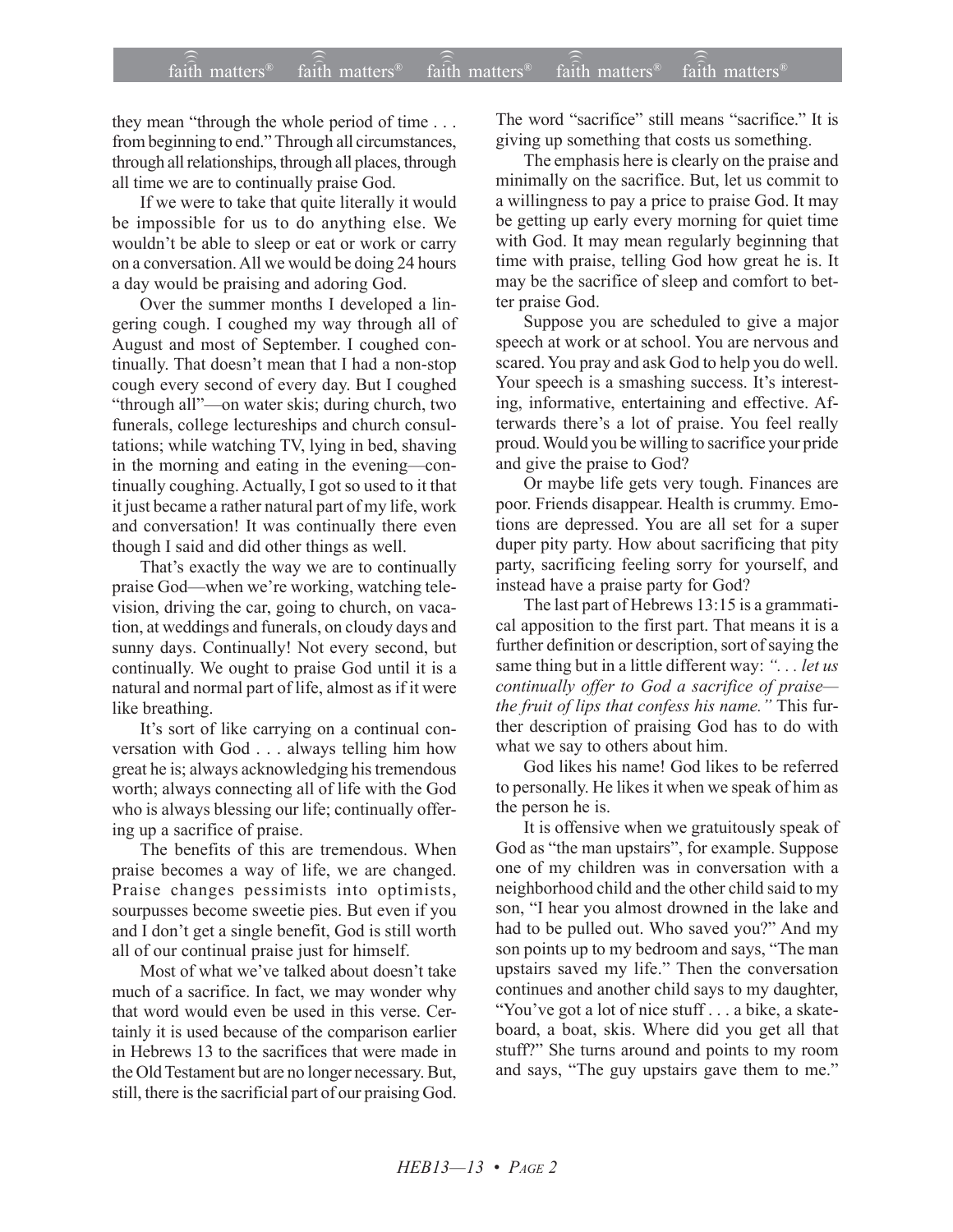they mean "through the whole period of time . . . from beginning to end." Through all circumstances, through all relationships, through all places, through all time we are to continually praise God.

If we were to take that quite literally it would be impossible for us to do anything else. We wouldn't be able to sleep or eat or work or carry on a conversation. All we would be doing 24 hours a day would be praising and adoring God.

Over the summer months I developed a lingering cough. I coughed my way through all of August and most of September. I coughed continually. That doesn't mean that I had a non-stop cough every second of every day. But I coughed "through all"—on water skis; during church, two funerals, college lectureships and church consultations; while watching TV, lying in bed, shaving in the morning and eating in the evening—continually coughing. Actually, I got so used to it that it just became a rather natural part of my life, work and conversation! It was continually there even though I said and did other things as well.

That's exactly the way we are to continually praise God—when we're working, watching television, driving the car, going to church, on vacation, at weddings and funerals, on cloudy days and sunny days. Continually! Not every second, but continually. We ought to praise God until it is a natural and normal part of life, almost as if it were like breathing.

It's sort of like carrying on a continual conversation with God . . . always telling him how great he is; always acknowledging his tremendous worth; always connecting all of life with the God who is always blessing our life; continually offering up a sacrifice of praise.

The benefits of this are tremendous. When praise becomes a way of life, we are changed. Praise changes pessimists into optimists, sourpusses become sweetie pies. But even if you and I don't get a single benefit, God is still worth all of our continual praise just for himself.

Most of what we've talked about doesn't take much of a sacrifice. In fact, we may wonder why that word would even be used in this verse. Certainly it is used because of the comparison earlier in Hebrews 13 to the sacrifices that were made in the Old Testament but are no longer necessary. But, still, there is the sacrificial part of our praising God. The word "sacrifice" still means "sacrifice." It is giving up something that costs us something.

The emphasis here is clearly on the praise and minimally on the sacrifice. But, let us commit to a willingness to pay a price to praise God. It may be getting up early every morning for quiet time with God. It may mean regularly beginning that time with praise, telling God how great he is. It may be the sacrifice of sleep and comfort to better praise God.

Suppose you are scheduled to give a major speech at work or at school. You are nervous and scared. You pray and ask God to help you do well. Your speech is a smashing success. It's interesting, informative, entertaining and effective. Afterwards there's a lot of praise. You feel really proud. Would you be willing to sacrifice your pride and give the praise to God?

Or maybe life gets very tough. Finances are poor. Friends disappear. Health is crummy. Emotions are depressed. You are all set for a super duper pity party. How about sacrificing that pity party, sacrificing feeling sorry for yourself, and instead have a praise party for God?

The last part of Hebrews 13:15 is a grammatical apposition to the first part. That means it is a further definition or description, sort of saying the same thing but in a little different way: *". . . let us continually offer to God a sacrifice of praise—the fruit of lips that confess his name."* This further description of praising God has to do with what we say to others about him.

God likes his name! God likes to be referred to personally. He likes it when we speak of him as the person he is.

It is offensive when we gratuitously speak of God as "the man upstairs", for example. Suppose one of my children was in conversation with a neighborhood child and the other child said to my son, "I hear you almost drowned in the lake and had to be pulled out. Who saved you?" And my son points up to my bedroom and says, "The man upstairs saved my life." Then the conversation continues and another child says to my daughter, "You've got a lot of nice stuff . . . a bike, a skateboard, a boat, skis. Where did you get all that stuff?" She turns around and points to my room and says, "The guy upstairs gave them to me."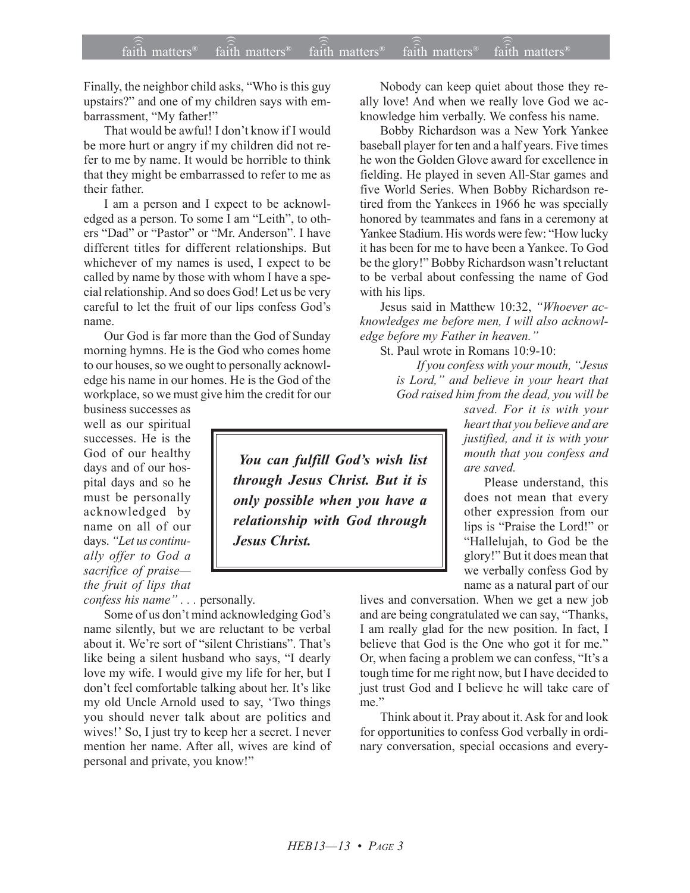Finally, the neighbor child asks, "Who is this guy upstairs?" and one of my children says with embarrassment, "My father!"

That would be awful! I don't know if I would be more hurt or angry if my children did not refer to me by name. It would be horrible to think that they might be embarrassed to refer to me as their father.

I am a person and I expect to be acknowledged as a person. To some I am "Leith", to others "Dad" or "Pastor" or "Mr. Anderson". I have different titles for different relationships. But whichever of my names is used, I expect to be called by name by those with whom I have a special relationship. And so does God! Let us be very careful to let the fruit of our lips confess God's name.

Our God is far more than the God of Sunday morning hymns. He is the God who comes home to our houses, so we ought to personally acknowledge his name in our homes. He is the God of the workplace, so we must give him the credit for our business successes as well as our spiritual successes. He is the God of our healthy days and of our hospital days and so he must be personally acknowledged by name on all of our days. *"Let us continually offer to God a sacrifice of praise—the fruit of lips that confess his name"* . . . personally.

Some of us don't mind acknowledging God's name silently, but we are reluctant to be verbal about it. We're sort of "silent Christians". That's like being a silent husband who says, "I dearly love my wife. I would give my life for her, but I don't feel comfortable talking about her. It's like my old Uncle Arnold used to say, 'Two things you should never talk about are politics and wives!' So, I just try to keep her a secret. I never mention her name. After all, wives are kind of personal and private, you know!"

**_You can fulfill God's wish list through Jesus Christ. But it is only possible when you have a relationship with God through Jesus Christ._**

Nobody can keep quiet about those they really love! And when we really love God we acknowledge him verbally. We confess his name.

Bobby Richardson was a New York Yankee baseball player for ten and a half years. Five times he won the Golden Glove award for excellence in fielding. He played in seven All-Star games and five World Series. When Bobby Richardson retired from the Yankees in 1966 he was specially honored by teammates and fans in a ceremony at Yankee Stadium. His words were few: "How lucky it has been for me to have been a Yankee. To God be the glory!" Bobby Richardson wasn't reluctant to be verbal about confessing the name of God with his lips.

Jesus said in Matthew 10:32, *"Whoever acknowledges me before men, I will also acknowledge before my Father in heaven."*

St. Paul wrote in Romans 10:9-10:

> *If you confess with your mouth, "Jesus is Lord," and believe in your heart that God raised him from the dead, you will be saved. For it is with your heart that you believe and are justified, and it is with your mouth that you confess and are saved.*

Please understand, this does not mean that every other expression from our lips is "Praise the Lord!" or "Hallelujah, to God be the glory!" But it does mean that we verbally confess God by name as a natural part of our lives and conversation. When we get a new job and are being congratulated we can say, "Thanks, I am really glad for the new position. In fact, I believe that God is the One who got it for me." Or, when facing a problem we can confess, "It's a tough time for me right now, but I have decided to just trust God and I believe he will take care of me."

Think about it. Pray about it. Ask for and look for opportunities to confess God verbally in ordinary conversation, special occasions and every-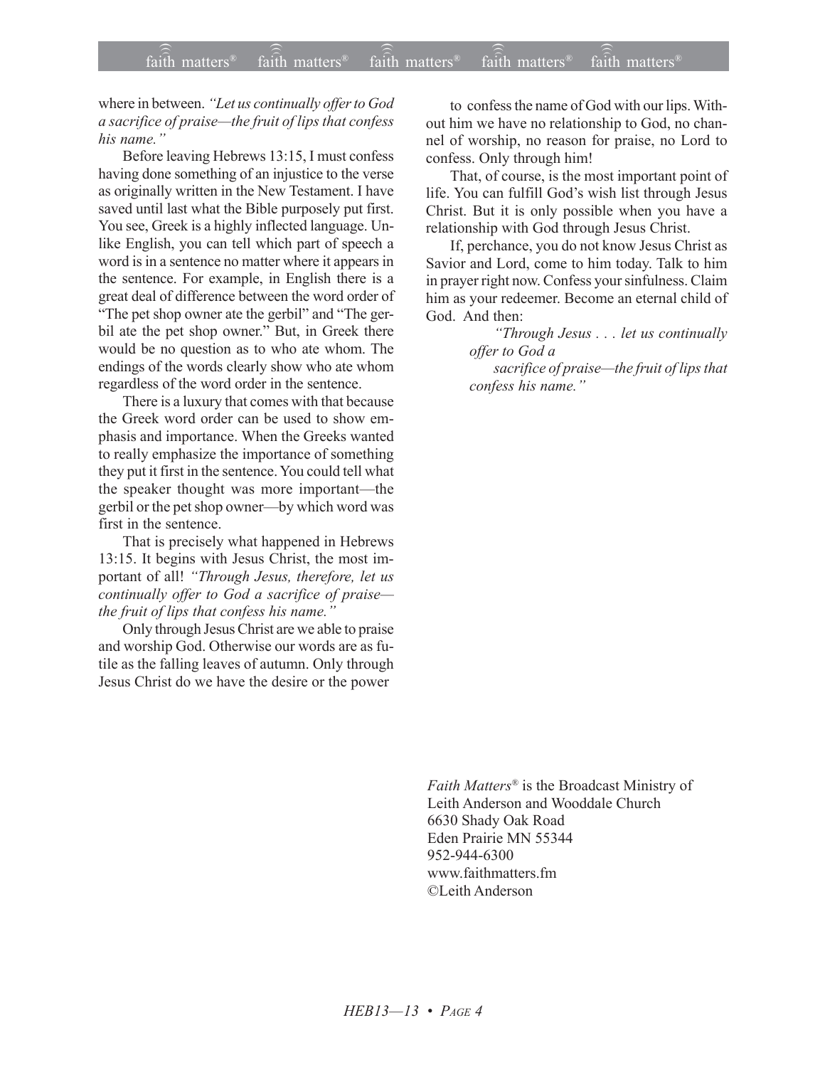where in between. *"Let us continually offer to God a sacrifice of praise—the fruit of lips that confess his name."*

Before leaving Hebrews 13:15, I must confess having done something of an injustice to the verse as originally written in the New Testament. I have saved until last what the Bible purposely put first. You see, Greek is a highly inflected language. Unlike English, you can tell which part of speech a word is in a sentence no matter where it appears in the sentence. For example, in English there is a great deal of difference between the word order of "The pet shop owner ate the gerbil" and "The gerbil ate the pet shop owner." But, in Greek there would be no question as to who ate whom. The endings of the words clearly show who ate whom regardless of the word order in the sentence.

There is a luxury that comes with that because the Greek word order can be used to show emphasis and importance. When the Greeks wanted to really emphasize the importance of something they put it first in the sentence. You could tell what the speaker thought was more important—the gerbil or the pet shop owner—by which word was first in the sentence.

That is precisely what happened in Hebrews 13:15. It begins with Jesus Christ, the most important of all! *"Through Jesus, therefore, let us continually offer to God a sacrifice of praise—the fruit of lips that confess his name."*

Only through Jesus Christ are we able to praise and worship God. Otherwise our words are as futile as the falling leaves of autumn. Only through Jesus Christ do we have the desire or the power to confess the name of God with our lips. Without him we have no relationship to God, no channel of worship, no reason for praise, no Lord to confess. Only through him!

That, of course, is the most important point of life. You can fulfill God's wish list through Jesus Christ. But it is only possible when you have a relationship with God through Jesus Christ.

If, perchance, you do not know Jesus Christ as Savior and Lord, come to him today. Talk to him in prayer right now. Confess your sinfulness. Claim him as your redeemer. Become an eternal child of God. And then:

> *"Through Jesus . . . let us continually offer to God a*
> *sacrifice of praise—the fruit of lips that confess his name."*

*Faith Matters*® is the Broadcast Ministry of
Leith Anderson and Wooddale Church
6630 Shady Oak Road
Eden Prairie MN 55344
952-944-6300
www.faithmatters.fm
©Leith Anderson